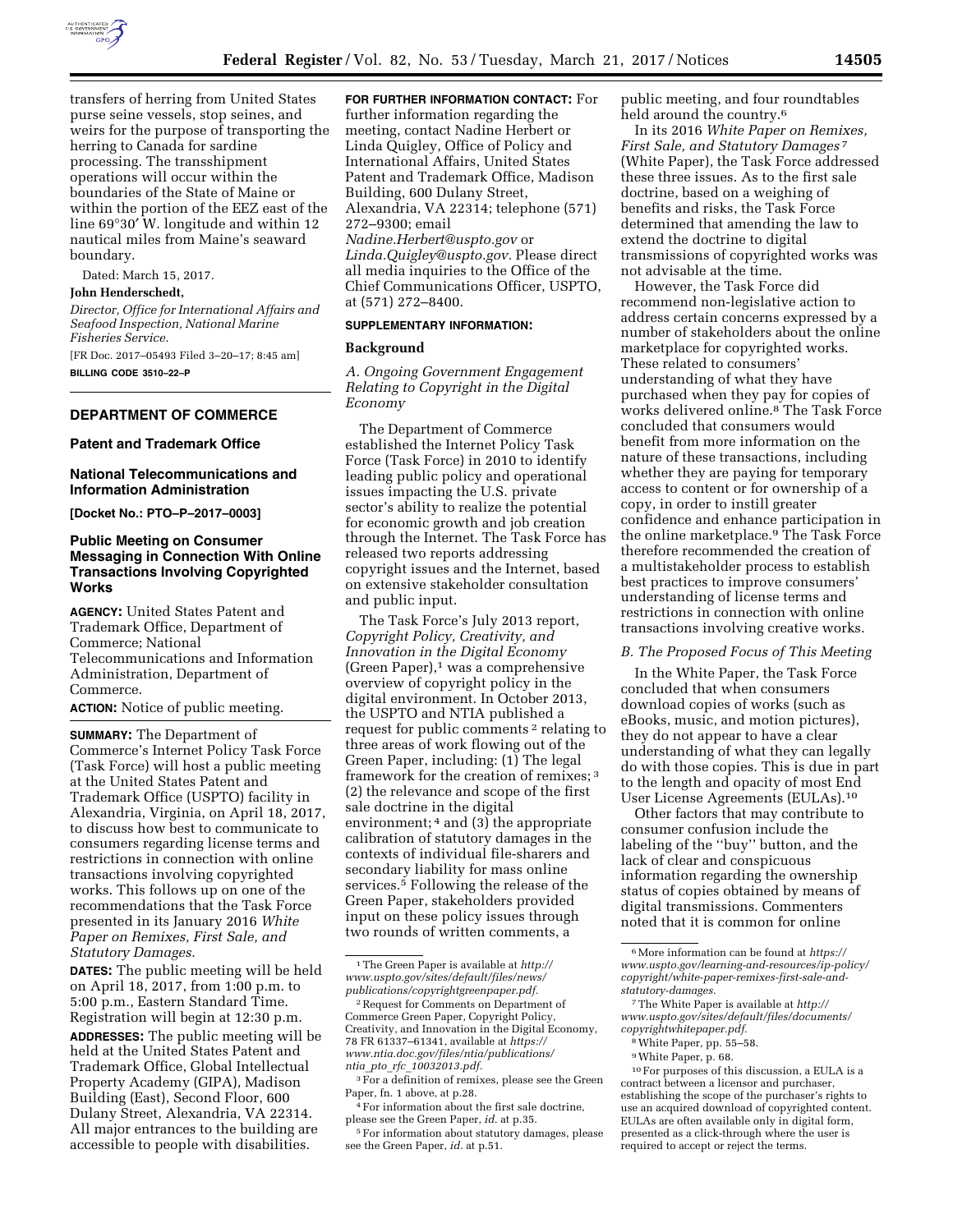transfers of herring from United States purse seine vessels, stop seines, and weirs for the purpose of transporting the herring to Canada for sardine processing. The transshipment operations will occur within the boundaries of the State of Maine or within the portion of the EEZ east of the line 69°30′ W. longitude and within 12 nautical miles from Maine's seaward boundary.

Dated: March 15, 2017.

**John Henderschedt,**

*Director, Office for International Affairs and Seafood Inspection, National Marine Fisheries Service.*

[FR Doc. 2017–05493 Filed 3–20–17; 8:45 am]

**BILLING CODE 3510–22–P**

## DEPARTMENT OF COMMERCE

### Patent and Trademark Office

### National Telecommunications and Information Administration

**[Docket No.: PTO–P–2017–0003]**

## Public Meeting on Consumer Messaging in Connection With Online Transactions Involving Copyrighted Works

**AGENCY:** United States Patent and Trademark Office, Department of Commerce; National Telecommunications and Information Administration, Department of Commerce.

**ACTION:** Notice of public meeting.

**SUMMARY:** The Department of Commerce's Internet Policy Task Force (Task Force) will host a public meeting at the United States Patent and Trademark Office (USPTO) facility in Alexandria, Virginia, on April 18, 2017, to discuss how best to communicate to consumers regarding license terms and restrictions in connection with online transactions involving copyrighted works. This follows up on one of the recommendations that the Task Force presented in its January 2016 *White Paper on Remixes, First Sale, and Statutory Damages.*

**DATES:** The public meeting will be held on April 18, 2017, from 1:00 p.m. to 5:00 p.m., Eastern Standard Time. Registration will begin at 12:30 p.m.

**ADDRESSES:** The public meeting will be held at the United States Patent and Trademark Office, Global Intellectual Property Academy (GIPA), Madison Building (East), Second Floor, 600 Dulany Street, Alexandria, VA 22314. All major entrances to the building are accessible to people with disabilities.

**FOR FURTHER INFORMATION CONTACT:** For further information regarding the meeting, contact Nadine Herbert or Linda Quigley, Office of Policy and International Affairs, United States Patent and Trademark Office, Madison Building, 600 Dulany Street, Alexandria, VA 22314; telephone (571) 272–9300; email *Nadine.Herbert@uspto.gov* or *Linda.Quigley@uspto.gov.* Please direct all media inquiries to the Office of the Chief Communications Officer, USPTO, at (571) 272–8400.

**SUPPLEMENTARY INFORMATION:**

### Background

*A. Ongoing Government Engagement Relating to Copyright in the Digital Economy*

The Department of Commerce established the Internet Policy Task Force (Task Force) in 2010 to identify leading public policy and operational issues impacting the U.S. private sector's ability to realize the potential for economic growth and job creation through the Internet. The Task Force has released two reports addressing copyright issues and the Internet, based on extensive stakeholder consultation and public input.

The Task Force's July 2013 report, *Copyright Policy, Creativity, and Innovation in the Digital Economy* (Green Paper),[1] was a comprehensive overview of copyright policy in the digital environment. In October 2013, the USPTO and NTIA published a request for public comments[2] relating to three areas of work flowing out of the Green Paper, including: (1) The legal framework for the creation of remixes;[3] (2) the relevance and scope of the first sale doctrine in the digital environment;[4] and (3) the appropriate calibration of statutory damages in the contexts of individual file-sharers and secondary liability for mass online services.[5] Following the release of the Green Paper, stakeholders provided input on these policy issues through two rounds of written comments, a public meeting, and four roundtables held around the country.[6]

In its 2016 *White Paper on Remixes, First Sale, and Statutory Damages*[7] (White Paper), the Task Force addressed these three issues. As to the first sale doctrine, based on a weighing of benefits and risks, the Task Force determined that amending the law to extend the doctrine to digital transmissions of copyrighted works was not advisable at the time.

However, the Task Force did recommend non-legislative action to address certain concerns expressed by a number of stakeholders about the online marketplace for copyrighted works. These related to consumers' understanding of what they have purchased when they pay for copies of works delivered online.[8] The Task Force concluded that consumers would benefit from more information on the nature of these transactions, including whether they are paying for temporary access to content or for ownership of a copy, in order to instill greater confidence and enhance participation in the online marketplace.[9] The Task Force therefore recommended the creation of a multistakeholder process to establish best practices to improve consumers' understanding of license terms and restrictions in connection with online transactions involving creative works.

*B. The Proposed Focus of This Meeting*

In the White Paper, the Task Force concluded that when consumers download copies of works (such as eBooks, music, and motion pictures), they do not appear to have a clear understanding of what they can legally do with those copies. This is due in part to the length and opacity of most End User License Agreements (EULAs).[10]

Other factors that may contribute to consumer confusion include the labeling of the ''buy'' button, and the lack of clear and conspicuous information regarding the ownership status of copies obtained by means of digital transmissions. Commenters noted that it is common for online

---

[1] The Green Paper is available at *http://www.uspto.gov/sites/default/files/news/publications/copyrightgreenpaper.pdf.*

[2] Request for Comments on Department of Commerce Green Paper, Copyright Policy, Creativity, and Innovation in the Digital Economy, 78 FR 61337–61341, available at *https://www.ntia.doc.gov/files/ntia/publications/ntia_pto_rfc_10032013.pdf.*

[3] For a definition of remixes, please see the Green Paper, fn. 1 above, at p.28.

[4] For information about the first sale doctrine, please see the Green Paper, *id.* at p.35.

[5] For information about statutory damages, please see the Green Paper, *id.* at p.51.

[6] More information can be found at *https://www.uspto.gov/learning-and-resources/ip-policy/copyright/white-paper-remixes-first-sale-and-statutory-damages.*

[7] The White Paper is available at *http://www.uspto.gov/sites/default/files/documents/copyrightwhitepaper.pdf.*

[8] White Paper, pp. 55–58.

[9] White Paper, p. 68.

[10] For purposes of this discussion, a EULA is a contract between a licensor and purchaser, establishing the scope of the purchaser's rights to use an acquired download of copyrighted content. EULAs are often available only in digital form, presented as a click-through where the user is required to accept or reject the terms.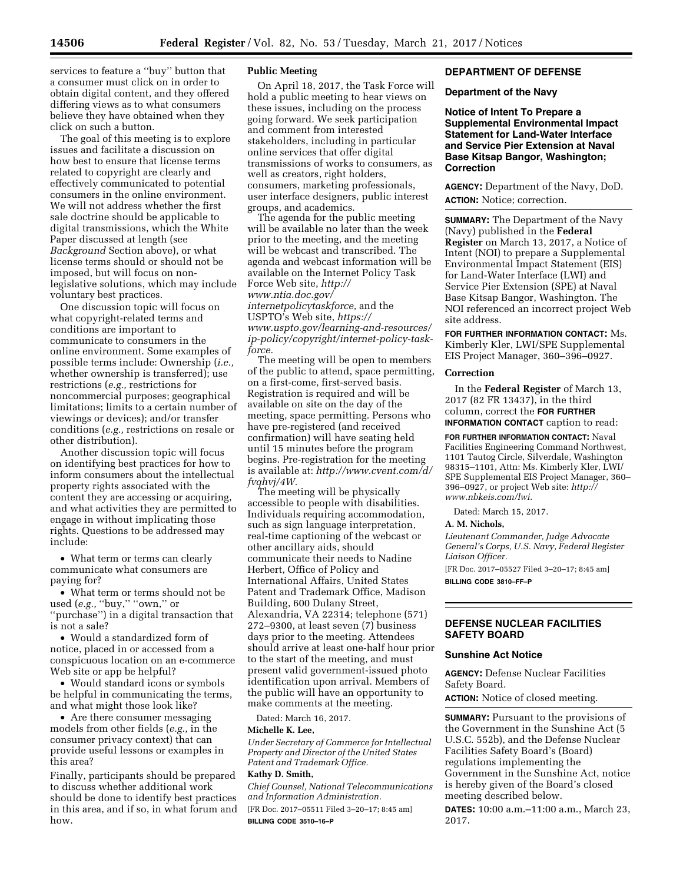services to feature a ''buy'' button that a consumer must click on in order to obtain digital content, and they offered differing views as to what consumers believe they have obtained when they click on such a button.

The goal of this meeting is to explore issues and facilitate a discussion on how best to ensure that license terms related to copyright are clearly and effectively communicated to potential consumers in the online environment. We will not address whether the first sale doctrine should be applicable to digital transmissions, which the White Paper discussed at length (see *Background* Section above), or what license terms should or should not be imposed, but will focus on non-legislative solutions, which may include voluntary best practices.

One discussion topic will focus on what copyright-related terms and conditions are important to communicate to consumers in the online environment. Some examples of possible terms include: Ownership (*i.e.,* whether ownership is transferred); use restrictions (*e.g.,* restrictions for noncommercial purposes; geographical limitations; limits to a certain number of viewings or devices); and/or transfer conditions (*e.g.,* restrictions on resale or other distribution).

Another discussion topic will focus on identifying best practices for how to inform consumers about the intellectual property rights associated with the content they are accessing or acquiring, and what activities they are permitted to engage in without implicating those rights. Questions to be addressed may include:

- What term or terms can clearly communicate what consumers are paying for?
- What term or terms should not be used (*e.g.,* ''buy,'' ''own,'' or ''purchase'') in a digital transaction that is not a sale?
- Would a standardized form of notice, placed in or accessed from a conspicuous location on an e-commerce Web site or app be helpful?
- Would standard icons or symbols be helpful in communicating the terms, and what might those look like?
- Are there consumer messaging models from other fields (*e.g.,* in the consumer privacy context) that can provide useful lessons or examples in this area?

Finally, participants should be prepared to discuss whether additional work should be done to identify best practices in this area, and if so, in what forum and how.

### Public Meeting

On April 18, 2017, the Task Force will hold a public meeting to hear views on these issues, including on the process going forward. We seek participation and comment from interested stakeholders, including in particular online services that offer digital transmissions of works to consumers, as well as creators, right holders, consumers, marketing professionals, user interface designers, public interest groups, and academics.

The agenda for the public meeting will be available no later than the week prior to the meeting, and the meeting will be webcast and transcribed. The agenda and webcast information will be available on the Internet Policy Task Force Web site, *http://www.ntia.doc.gov/internetpolicytaskforce,* and the USPTO's Web site, *https://www.uspto.gov/learning-and-resources/ip-policy/copyright/internet-policy-task-force.*

The meeting will be open to members of the public to attend, space permitting, on a first-come, first-served basis. Registration is required and will be available on site on the day of the meeting, space permitting. Persons who have pre-registered (and received confirmation) will have seating held until 15 minutes before the program begins. Pre-registration for the meeting is available at: *http://www.cvent.com/d/fvqhvj/4W.*

The meeting will be physically accessible to people with disabilities. Individuals requiring accommodation, such as sign language interpretation, real-time captioning of the webcast or other ancillary aids, should communicate their needs to Nadine Herbert, Office of Policy and International Affairs, United States Patent and Trademark Office, Madison Building, 600 Dulany Street, Alexandria, VA 22314; telephone (571) 272–9300, at least seven (7) business days prior to the meeting. Attendees should arrive at least one-half hour prior to the start of the meeting, and must present valid government-issued photo identification upon arrival. Members of the public will have an opportunity to make comments at the meeting.

Dated: March 16, 2017.

**Michelle K. Lee,**

*Under Secretary of Commerce for Intellectual Property and Director of the United States Patent and Trademark Office.*

**Kathy D. Smith,**

*Chief Counsel, National Telecommunications and Information Administration.*

[FR Doc. 2017–05511 Filed 3–20–17; 8:45 am]

**BILLING CODE 3510–16–P**

## DEPARTMENT OF DEFENSE

### Department of the Navy

### Notice of Intent To Prepare a Supplemental Environmental Impact Statement for Land-Water Interface and Service Pier Extension at Naval Base Kitsap Bangor, Washington; Correction

**AGENCY:** Department of the Navy, DoD.

**ACTION:** Notice; correction.

**SUMMARY:** The Department of the Navy (Navy) published in the **Federal Register** on March 13, 2017, a Notice of Intent (NOI) to prepare a Supplemental Environmental Impact Statement (EIS) for Land-Water Interface (LWI) and Service Pier Extension (SPE) at Naval Base Kitsap Bangor, Washington. The NOI referenced an incorrect project Web site address.

**FOR FURTHER INFORMATION CONTACT:** Ms. Kimberly Kler, LWI/SPE Supplemental EIS Project Manager, 360–396–0927.

### Correction

In the **Federal Register** of March 13, 2017 (82 FR 13437), in the third column, correct the **FOR FURTHER INFORMATION CONTACT** caption to read:

**FOR FURTHER INFORMATION CONTACT:** Naval Facilities Engineering Command Northwest, 1101 Tautog Circle, Silverdale, Washington 98315–1101, Attn: Ms. Kimberly Kler, LWI/SPE Supplemental EIS Project Manager, 360–396–0927, or project Web site: *http://www.nbkeis.com/lwi.*

Dated: March 15, 2017.

**A. M. Nichols,**

*Lieutenant Commander, Judge Advocate General's Corps, U.S. Navy, Federal Register Liaison Officer.*

[FR Doc. 2017–05527 Filed 3–20–17; 8:45 am]

**BILLING CODE 3810–FF–P**

## DEFENSE NUCLEAR FACILITIES SAFETY BOARD

### Sunshine Act Notice

**AGENCY:** Defense Nuclear Facilities Safety Board.

**ACTION:** Notice of closed meeting.

**SUMMARY:** Pursuant to the provisions of the Government in the Sunshine Act (5 U.S.C. 552b), and the Defense Nuclear Facilities Safety Board's (Board) regulations implementing the Government in the Sunshine Act, notice is hereby given of the Board's closed meeting described below.

**DATES:** 10:00 a.m.–11:00 a.m., March 23, 2017.